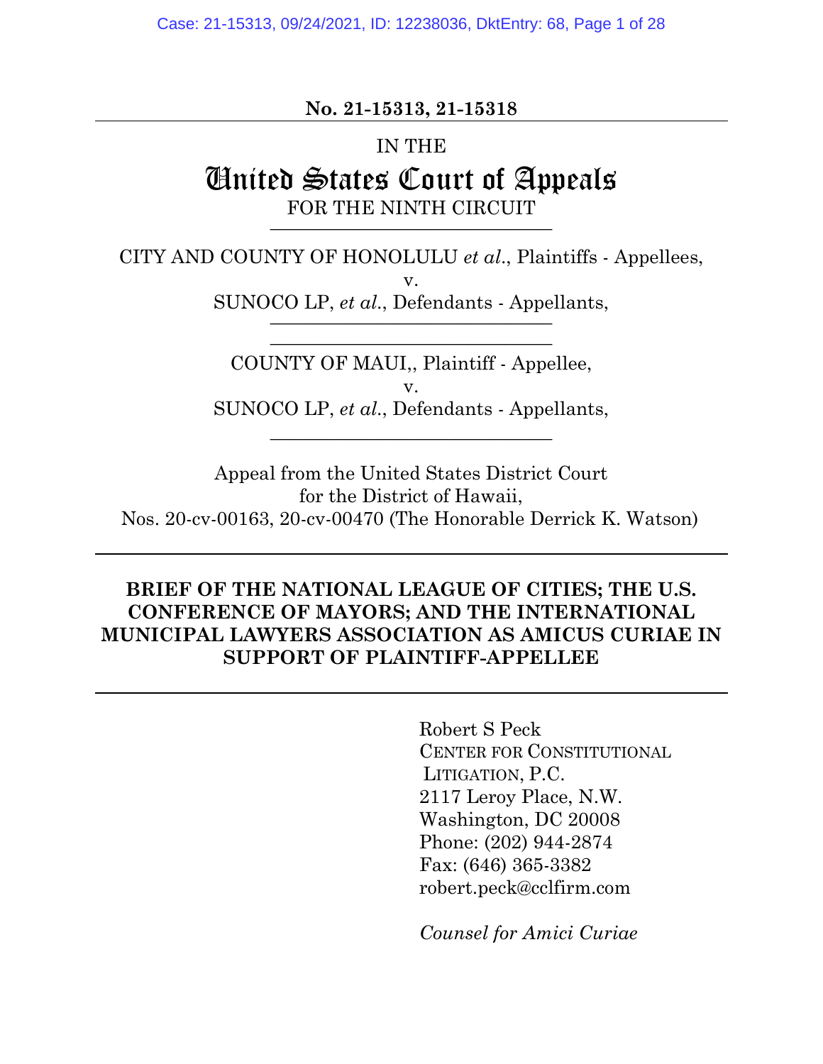**No. 21-15313, 21-15318**

IN THE

# United States Court of Appeals

FOR THE NINTH CIRCUIT

---

CITY AND COUNTY OF HONOLULU *et al.*, Plaintiffs - Appellees,

v.

SUNOCO LP, *et al.*, Defendants - Appellants,

---

---

COUNTY OF MAUI,, Plaintiff - Appellee,

v.

SUNOCO LP, *et al.*, Defendants - Appellants,

---

Appeal from the United States District Court
for the District of Hawaii,
Nos. 20-cv-00163, 20-cv-00470 (The Honorable Derrick K. Watson)

---

**BRIEF OF THE NATIONAL LEAGUE OF CITIES; THE U.S. CONFERENCE OF MAYORS; AND THE INTERNATIONAL MUNICIPAL LAWYERS ASSOCIATION AS AMICUS CURIAE IN SUPPORT OF PLAINTIFF-APPELLEE**

---

Robert S Peck
CENTER FOR CONSTITUTIONAL LITIGATION, P.C.
2117 Leroy Place, N.W.
Washington, DC 20008
Phone: (202) 944-2874
Fax: (646) 365-3382
robert.peck@cclfirm.com

*Counsel for Amici Curiae*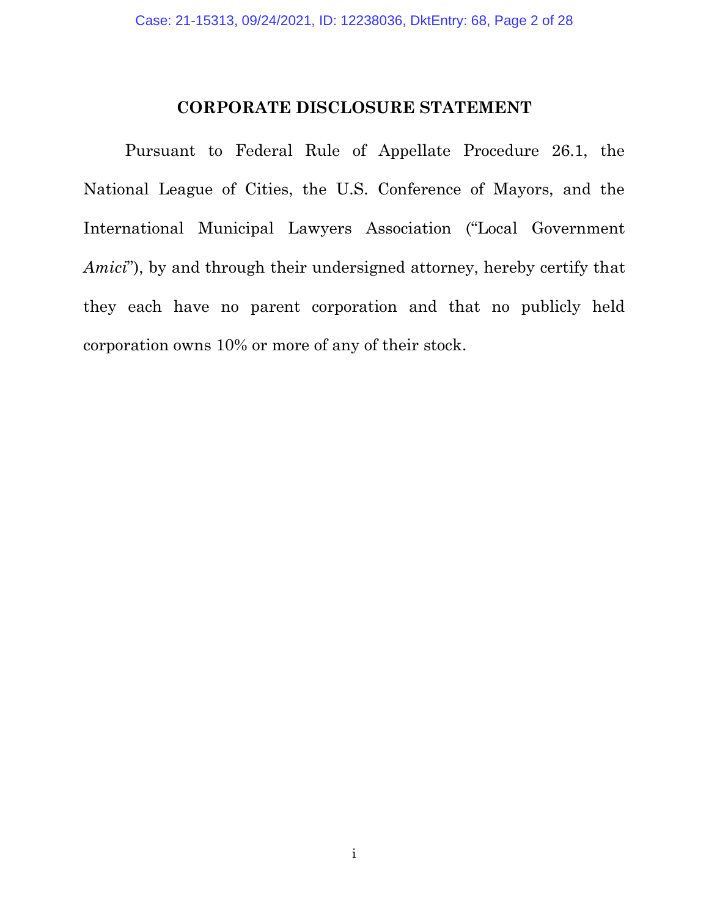## CORPORATE DISCLOSURE STATEMENT

Pursuant to Federal Rule of Appellate Procedure 26.1, the National League of Cities, the U.S. Conference of Mayors, and the International Municipal Lawyers Association ("Local Government *Amici*"), by and through their undersigned attorney, hereby certify that they each have no parent corporation and that no publicly held corporation owns 10% or more of any of their stock.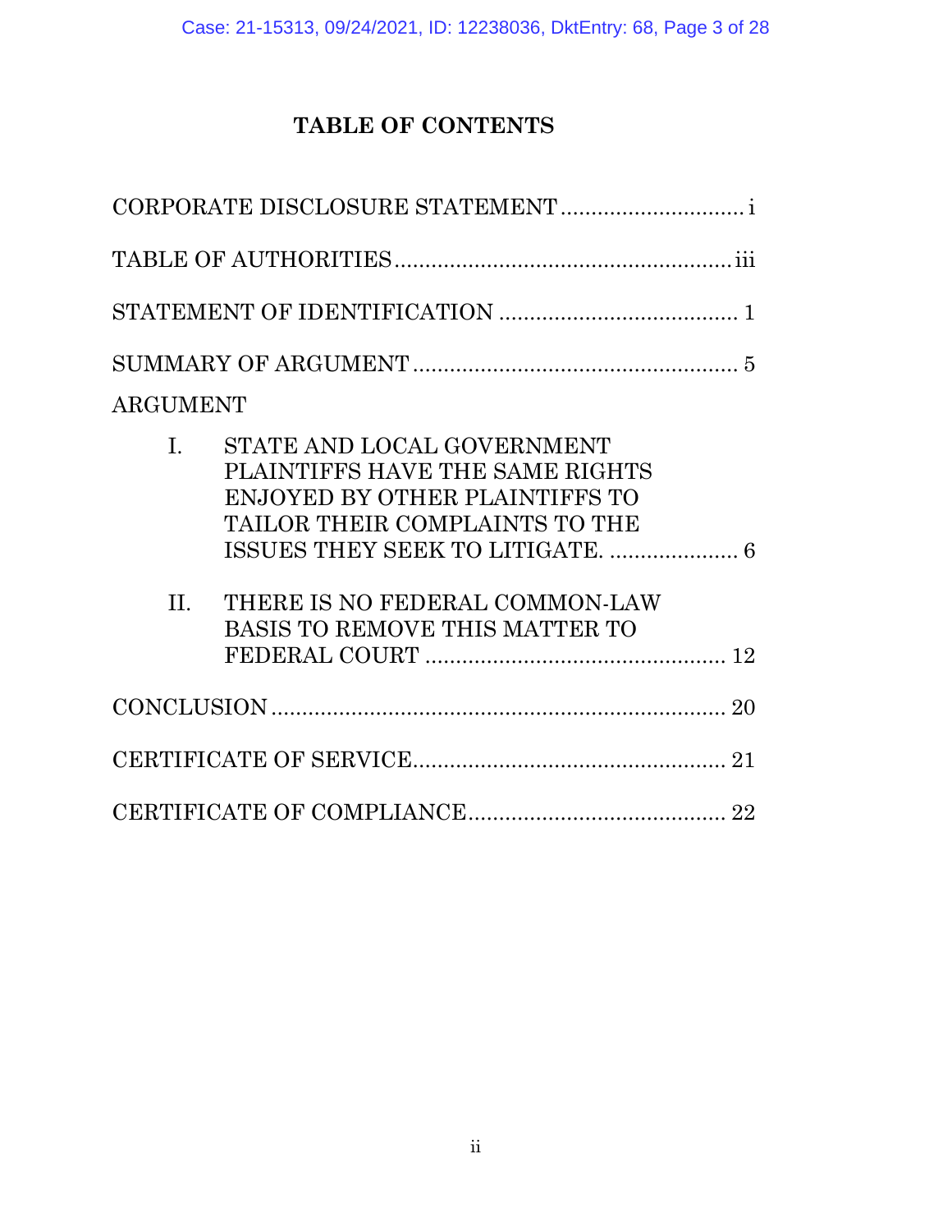# TABLE OF CONTENTS

CORPORATE DISCLOSURE STATEMENT .............................. i

TABLE OF AUTHORITIES ...................................................... iii

STATEMENT OF IDENTIFICATION ...................................... 1

SUMMARY OF ARGUMENT .................................................... 5

ARGUMENT

I. STATE AND LOCAL GOVERNMENT PLAINTIFFS HAVE THE SAME RIGHTS ENJOYED BY OTHER PLAINTIFFS TO TAILOR THEIR COMPLAINTS TO THE ISSUES THEY SEEK TO LITIGATE. .................... 6

II. THERE IS NO FEDERAL COMMON-LAW BASIS TO REMOVE THIS MATTER TO FEDERAL COURT ................................................ 12

CONCLUSION ......................................................................... 20

CERTIFICATE OF SERVICE.................................................. 21

CERTIFICATE OF COMPLIANCE.......................................... 22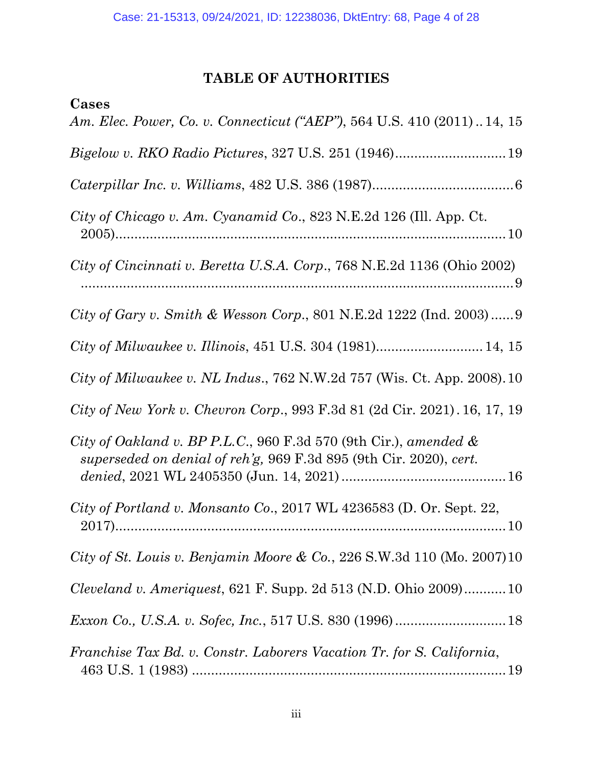## TABLE OF AUTHORITIES

**Cases**

*Am. Elec. Power, Co. v. Connecticut ("AEP")*, 564 U.S. 410 (2011) .. 14, 15

*Bigelow v. RKO Radio Pictures*, 327 U.S. 251 (1946) ............................ 19

*Caterpillar Inc. v. Williams*, 482 U.S. 386 (1987) .................................... 6

*City of Chicago v. Am. Cyanamid Co.*, 823 N.E.2d 126 (Ill. App. Ct. 2005) ........................................................................................ 10

*City of Cincinnati v. Beretta U.S.A. Corp.*, 768 N.E.2d 1136 (Ohio 2002) ......................................................................................................... 9

*City of Gary v. Smith & Wesson Corp.*, 801 N.E.2d 1222 (Ind. 2003) ...... 9

*City of Milwaukee v. Illinois*, 451 U.S. 304 (1981) ........................... 14, 15

*City of Milwaukee v. NL Indus.*, 762 N.W.2d 757 (Wis. Ct. App. 2008). 10

*City of New York v. Chevron Corp.*, 993 F.3d 81 (2d Cir. 2021) . 16, 17, 19

*City of Oakland v. BP P.L.C.*, 960 F.3d 570 (9th Cir.), *amended & superseded on denial of reh'g,* 969 F.3d 895 (9th Cir. 2020), *cert. denied*, 2021 WL 2405350 (Jun. 14, 2021) ........................................... 16

*City of Portland v. Monsanto Co.*, 2017 WL 4236583 (D. Or. Sept. 22, 2017) ........................................................................................ 10

*City of St. Louis v. Benjamin Moore & Co.*, 226 S.W.3d 110 (Mo. 2007) 10

*Cleveland v. Ameriquest*, 621 F. Supp. 2d 513 (N.D. Ohio 2009) ........... 10

*Exxon Co., U.S.A. v. Sofec, Inc.*, 517 U.S. 830 (1996) ............................ 18

*Franchise Tax Bd. v. Constr. Laborers Vacation Tr. for S. California*, 463 U.S. 1 (1983) .................................................................................. 19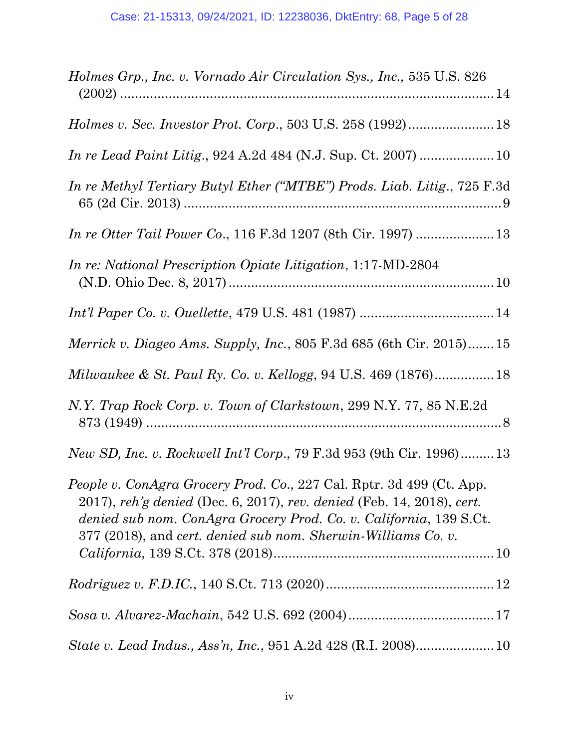*Holmes Grp., Inc. v. Vornado Air Circulation Sys., Inc.,* 535 U.S. 826 (2002) .......................................................................................... 14

*Holmes v. Sec. Investor Prot. Corp*., 503 U.S. 258 (1992) ....................... 18

*In re Lead Paint Litig*., 924 A.2d 484 (N.J. Sup. Ct. 2007) .................... 10

*In re Methyl Tertiary Butyl Ether ("MTBE") Prods. Liab. Litig*., 725 F.3d 65 (2d Cir. 2013) ..................................................................................... 9

*In re Otter Tail Power Co*., 116 F.3d 1207 (8th Cir. 1997) ..................... 13

*In re: National Prescription Opiate Litigation*, 1:17-MD-2804 (N.D. Ohio Dec. 8, 2017) ....................................................................... 10

*Int'l Paper Co. v. Ouellette*, 479 U.S. 481 (1987) .................................... 14

*Merrick v. Diageo Ams. Supply, Inc*., 805 F.3d 685 (6th Cir. 2015) ....... 15

*Milwaukee & St. Paul Ry. Co. v. Kellogg*, 94 U.S. 469 (1876) ................ 18

*N.Y. Trap Rock Corp. v. Town of Clarkstown*, 299 N.Y. 77, 85 N.E.2d 873 (1949) .......................................................................................... 8

*New SD, Inc. v. Rockwell Int'l Corp*., 79 F.3d 953 (9th Cir. 1996) ......... 13

*People v. ConAgra Grocery Prod. Co*., 227 Cal. Rptr. 3d 499 (Ct. App. 2017), *reh'g denied* (Dec. 6, 2017), *rev. denied* (Feb. 14, 2018), *cert. denied sub nom. ConAgra Grocery Prod. Co. v. California*, 139 S.Ct. 377 (2018), and *cert. denied sub nom. Sherwin-Williams Co. v. California*, 139 S.Ct. 378 (2018) .......................................................... 10

*Rodriguez v. F.D.IC*., 140 S.Ct. 713 (2020) ............................................ 12

*Sosa v. Alvarez-Machain*, 542 U.S. 692 (2004) ....................................... 17

*State v. Lead Indus., Ass'n, Inc*., 951 A.2d 428 (R.I. 2008) .................... 10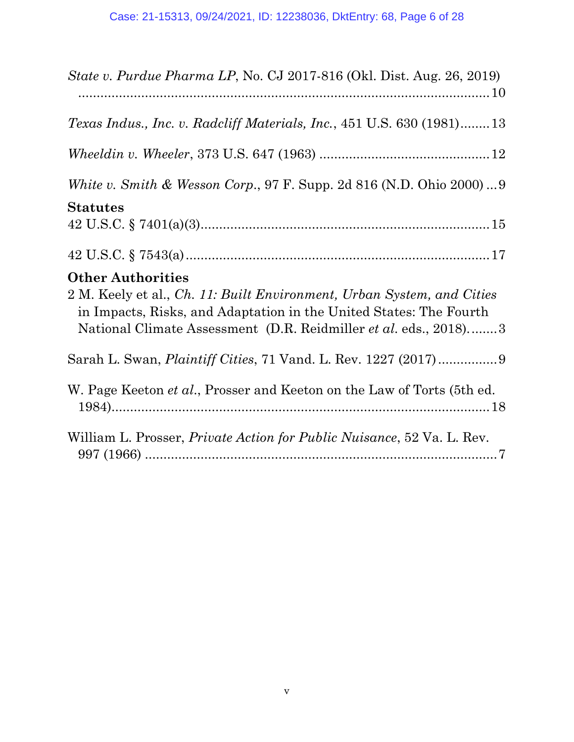*State v. Purdue Pharma LP*, No. CJ 2017-816 (Okl. Dist. Aug. 26, 2019) ....................................................................................................... 10

*Texas Indus., Inc. v. Radcliff Materials, Inc.*, 451 U.S. 630 (1981)........ 13

*Wheeldin v. Wheeler*, 373 U.S. 647 (1963) ............................................ 12

*White v. Smith & Wesson Corp.*, 97 F. Supp. 2d 816 (N.D. Ohio 2000) ... 9

**Statutes**

42 U.S.C. § 7401(a)(3)............................................................................ 15

42 U.S.C. § 7543(a) ................................................................................ 17

**Other Authorities**

2 M. Keely et al., *Ch. 11: Built Environment, Urban System, and Cities* in Impacts, Risks, and Adaptation in the United States: The Fourth National Climate Assessment (D.R. Reidmiller *et al.* eds., 2018)........ 3

Sarah L. Swan, *Plaintiff Cities*, 71 Vand. L. Rev. 1227 (2017) ................ 9

W. Page Keeton *et al.*, Prosser and Keeton on the Law of Torts (5th ed. 1984)...................................................................................................... 18

William L. Prosser, *Private Action for Public Nuisance*, 52 Va. L. Rev. 997 (1966) .............................................................................................. 7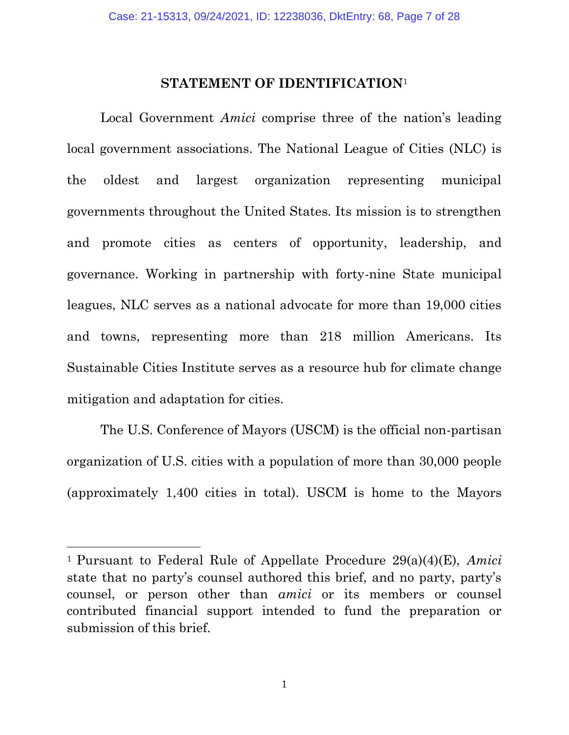## STATEMENT OF IDENTIFICATION[1]

Local Government *Amici* comprise three of the nation's leading local government associations. The National League of Cities (NLC) is the oldest and largest organization representing municipal governments throughout the United States. Its mission is to strengthen and promote cities as centers of opportunity, leadership, and governance. Working in partnership with forty-nine State municipal leagues, NLC serves as a national advocate for more than 19,000 cities and towns, representing more than 218 million Americans. Its Sustainable Cities Institute serves as a resource hub for climate change mitigation and adaptation for cities.

The U.S. Conference of Mayors (USCM) is the official non-partisan organization of U.S. cities with a population of more than 30,000 people (approximately 1,400 cities in total). USCM is home to the Mayors

---

[1] Pursuant to Federal Rule of Appellate Procedure 29(a)(4)(E), *Amici* state that no party's counsel authored this brief, and no party, party's counsel, or person other than *amici* or its members or counsel contributed financial support intended to fund the preparation or submission of this brief.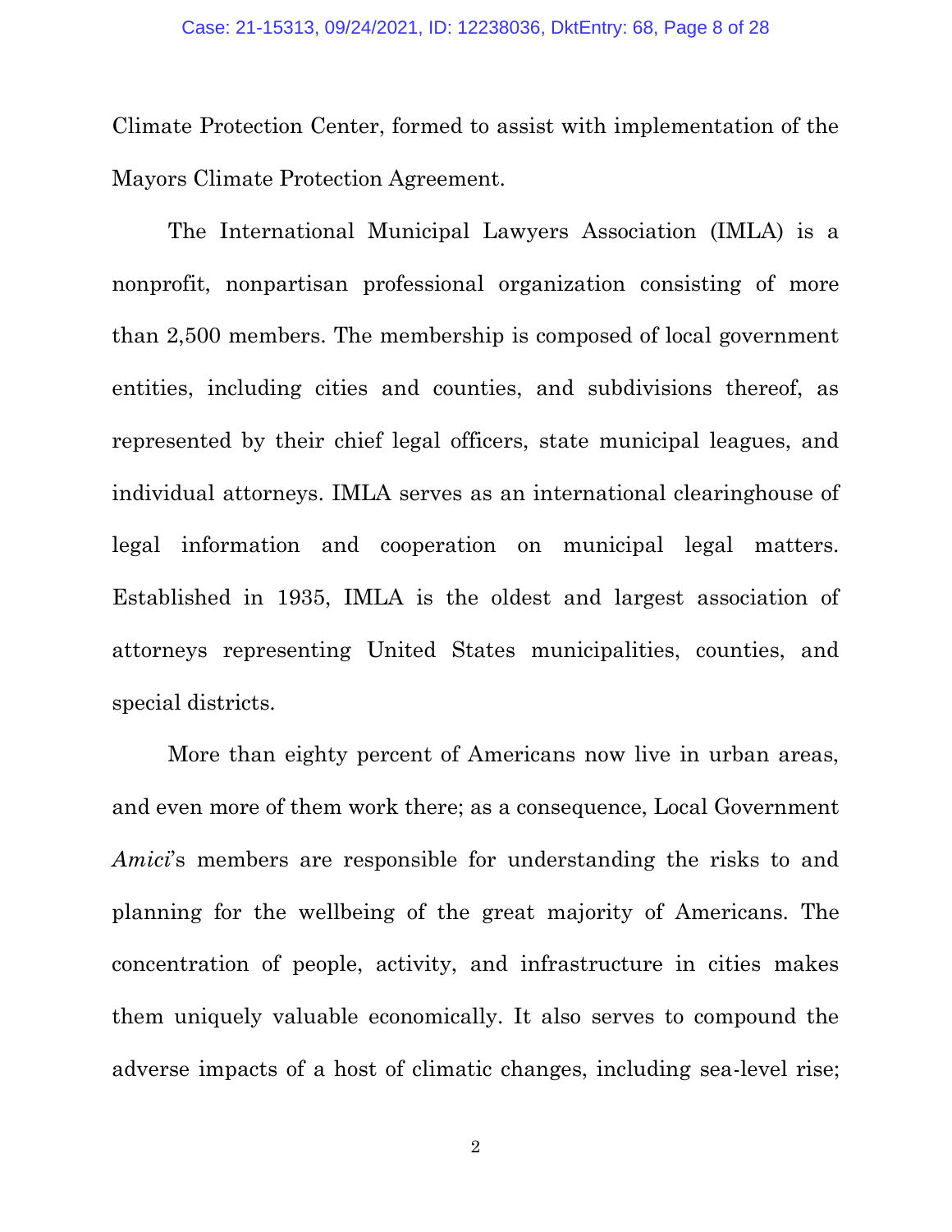Climate Protection Center, formed to assist with implementation of the Mayors Climate Protection Agreement.

The International Municipal Lawyers Association (IMLA) is a nonprofit, nonpartisan professional organization consisting of more than 2,500 members. The membership is composed of local government entities, including cities and counties, and subdivisions thereof, as represented by their chief legal officers, state municipal leagues, and individual attorneys. IMLA serves as an international clearinghouse of legal information and cooperation on municipal legal matters. Established in 1935, IMLA is the oldest and largest association of attorneys representing United States municipalities, counties, and special districts.

More than eighty percent of Americans now live in urban areas, and even more of them work there; as a consequence, Local Government *Amici*'s members are responsible for understanding the risks to and planning for the wellbeing of the great majority of Americans. The concentration of people, activity, and infrastructure in cities makes them uniquely valuable economically. It also serves to compound the adverse impacts of a host of climatic changes, including sea-level rise;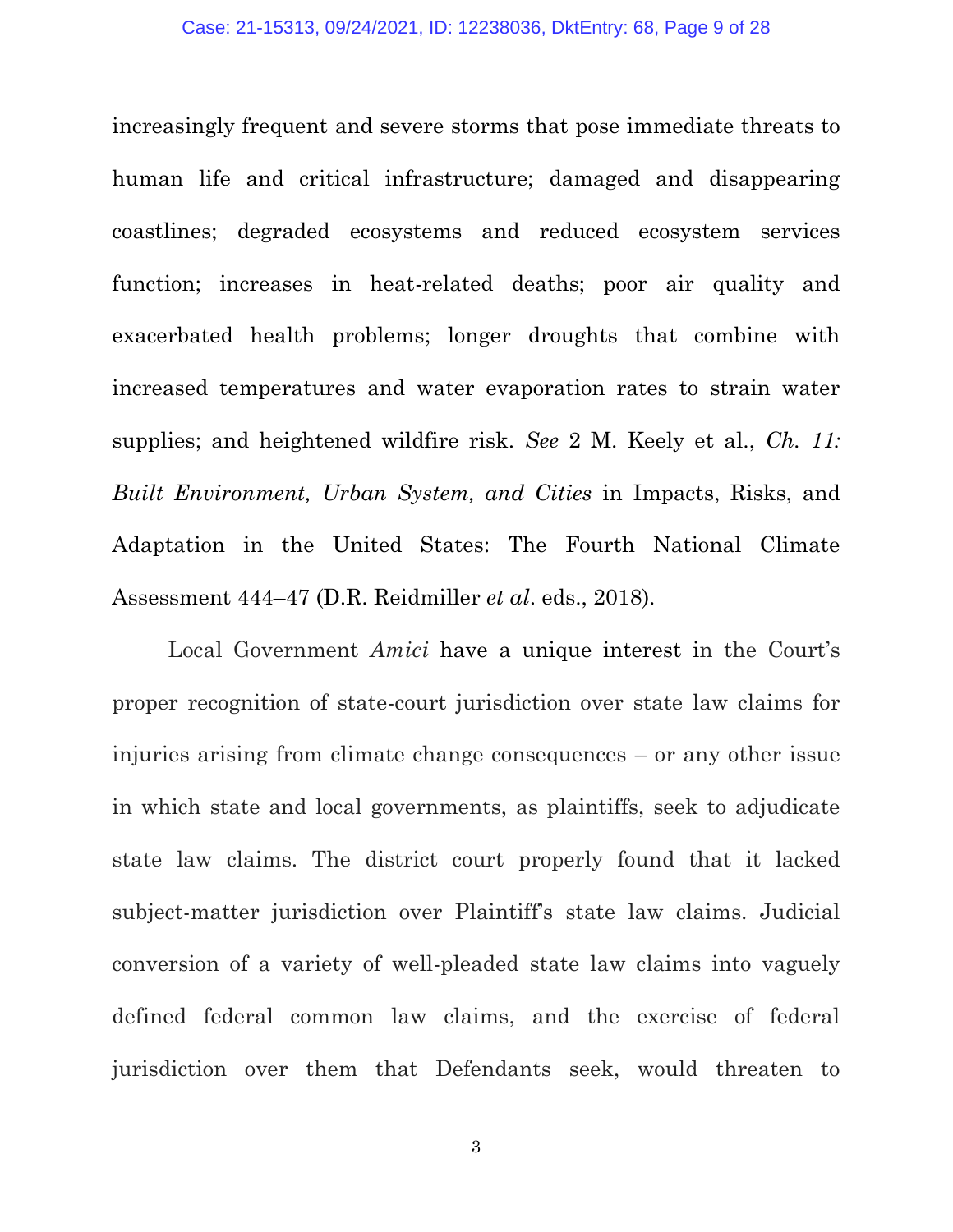increasingly frequent and severe storms that pose immediate threats to human life and critical infrastructure; damaged and disappearing coastlines; degraded ecosystems and reduced ecosystem services function; increases in heat-related deaths; poor air quality and exacerbated health problems; longer droughts that combine with increased temperatures and water evaporation rates to strain water supplies; and heightened wildfire risk. *See* 2 M. Keely et al., *Ch. 11: Built Environment, Urban System, and Cities* in Impacts, Risks, and Adaptation in the United States: The Fourth National Climate Assessment 444–47 (D.R. Reidmiller *et al*. eds., 2018).

Local Government *Amici* have a unique interest in the Court's proper recognition of state-court jurisdiction over state law claims for injuries arising from climate change consequences – or any other issue in which state and local governments, as plaintiffs, seek to adjudicate state law claims. The district court properly found that it lacked subject-matter jurisdiction over Plaintiff's state law claims. Judicial conversion of a variety of well-pleaded state law claims into vaguely defined federal common law claims, and the exercise of federal jurisdiction over them that Defendants seek, would threaten to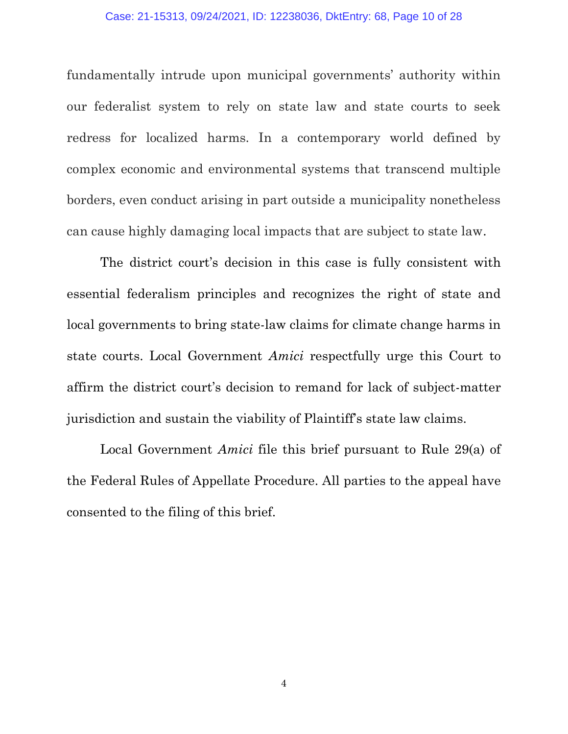fundamentally intrude upon municipal governments' authority within our federalist system to rely on state law and state courts to seek redress for localized harms. In a contemporary world defined by complex economic and environmental systems that transcend multiple borders, even conduct arising in part outside a municipality nonetheless can cause highly damaging local impacts that are subject to state law.

The district court's decision in this case is fully consistent with essential federalism principles and recognizes the right of state and local governments to bring state-law claims for climate change harms in state courts. Local Government *Amici* respectfully urge this Court to affirm the district court's decision to remand for lack of subject-matter jurisdiction and sustain the viability of Plaintiff's state law claims.

Local Government *Amici* file this brief pursuant to Rule 29(a) of the Federal Rules of Appellate Procedure. All parties to the appeal have consented to the filing of this brief.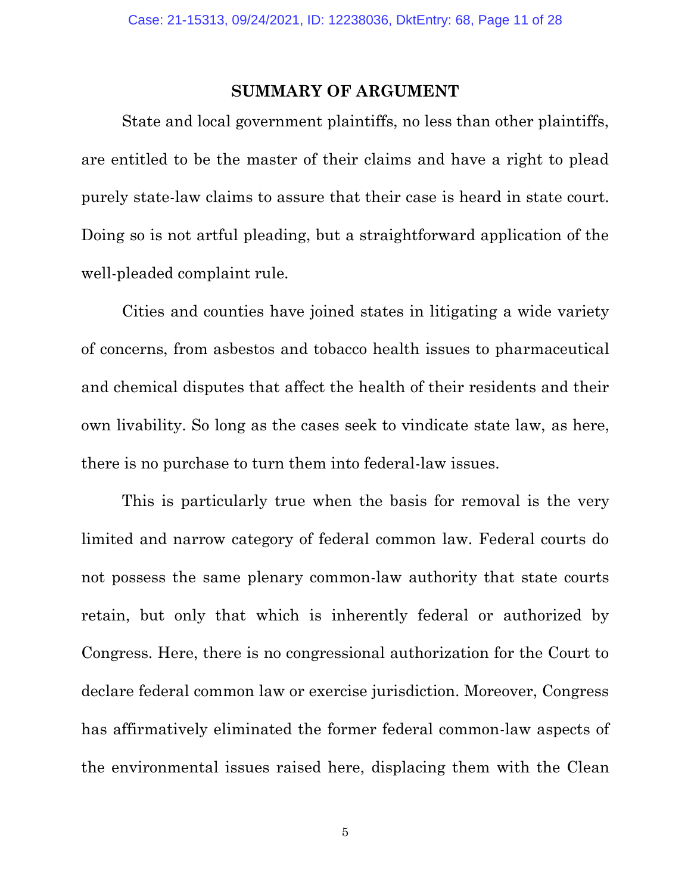## SUMMARY OF ARGUMENT

State and local government plaintiffs, no less than other plaintiffs, are entitled to be the master of their claims and have a right to plead purely state-law claims to assure that their case is heard in state court. Doing so is not artful pleading, but a straightforward application of the well-pleaded complaint rule.

Cities and counties have joined states in litigating a wide variety of concerns, from asbestos and tobacco health issues to pharmaceutical and chemical disputes that affect the health of their residents and their own livability. So long as the cases seek to vindicate state law, as here, there is no purchase to turn them into federal-law issues.

This is particularly true when the basis for removal is the very limited and narrow category of federal common law. Federal courts do not possess the same plenary common-law authority that state courts retain, but only that which is inherently federal or authorized by Congress. Here, there is no congressional authorization for the Court to declare federal common law or exercise jurisdiction. Moreover, Congress has affirmatively eliminated the former federal common-law aspects of the environmental issues raised here, displacing them with the Clean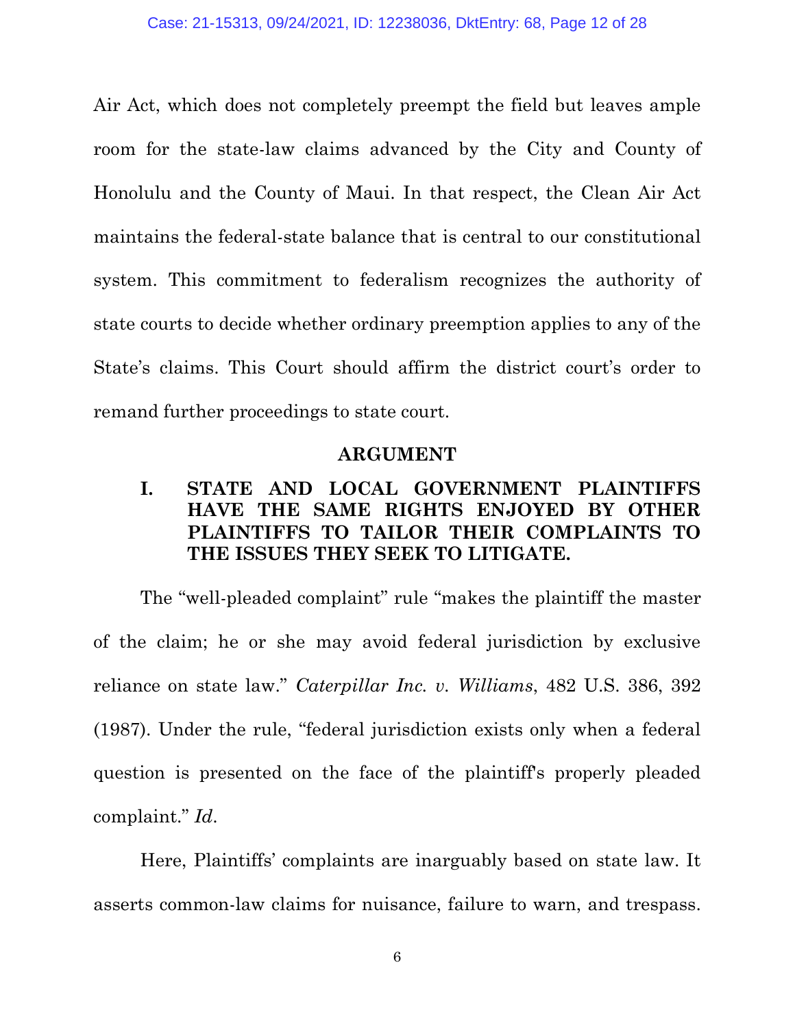Air Act, which does not completely preempt the field but leaves ample room for the state-law claims advanced by the City and County of Honolulu and the County of Maui. In that respect, the Clean Air Act maintains the federal-state balance that is central to our constitutional system. This commitment to federalism recognizes the authority of state courts to decide whether ordinary preemption applies to any of the State's claims. This Court should affirm the district court's order to remand further proceedings to state court.

## ARGUMENT

### I. STATE AND LOCAL GOVERNMENT PLAINTIFFS HAVE THE SAME RIGHTS ENJOYED BY OTHER PLAINTIFFS TO TAILOR THEIR COMPLAINTS TO THE ISSUES THEY SEEK TO LITIGATE.

The "well-pleaded complaint" rule "makes the plaintiff the master of the claim; he or she may avoid federal jurisdiction by exclusive reliance on state law." *Caterpillar Inc. v. Williams*, 482 U.S. 386, 392 (1987). Under the rule, "federal jurisdiction exists only when a federal question is presented on the face of the plaintiff's properly pleaded complaint." *Id*.

Here, Plaintiffs' complaints are inarguably based on state law. It asserts common-law claims for nuisance, failure to warn, and trespass.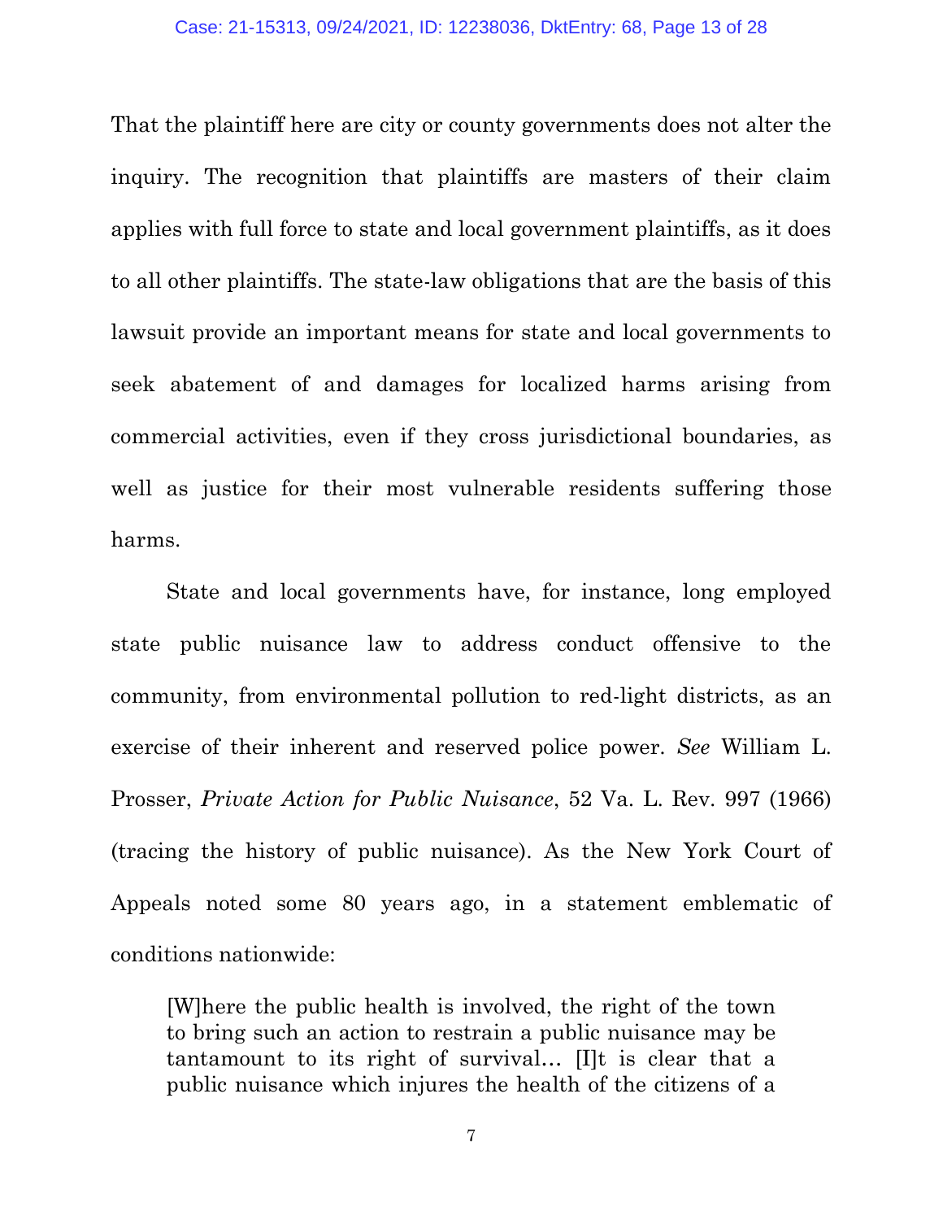That the plaintiff here are city or county governments does not alter the inquiry. The recognition that plaintiffs are masters of their claim applies with full force to state and local government plaintiffs, as it does to all other plaintiffs. The state-law obligations that are the basis of this lawsuit provide an important means for state and local governments to seek abatement of and damages for localized harms arising from commercial activities, even if they cross jurisdictional boundaries, as well as justice for their most vulnerable residents suffering those harms.

State and local governments have, for instance, long employed state public nuisance law to address conduct offensive to the community, from environmental pollution to red-light districts, as an exercise of their inherent and reserved police power. *See* William L. Prosser, *Private Action for Public Nuisance*, 52 Va. L. Rev. 997 (1966) (tracing the history of public nuisance). As the New York Court of Appeals noted some 80 years ago, in a statement emblematic of conditions nationwide:

> [W]here the public health is involved, the right of the town to bring such an action to restrain a public nuisance may be tantamount to its right of survival… [I]t is clear that a public nuisance which injures the health of the citizens of a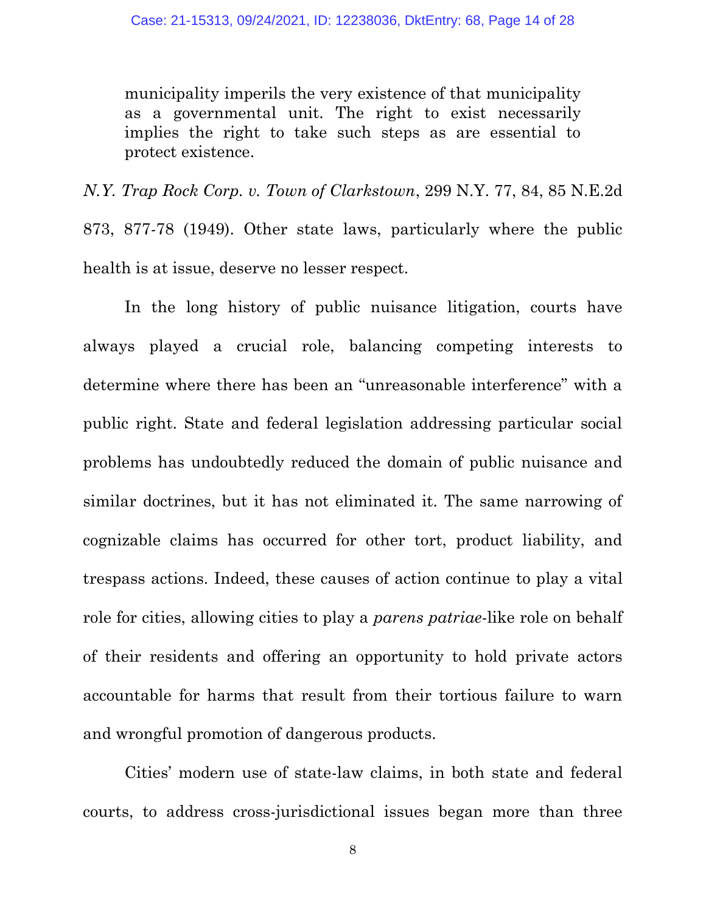> municipality imperils the very existence of that municipality as a governmental unit. The right to exist necessarily implies the right to take such steps as are essential to protect existence.

*N.Y. Trap Rock Corp. v. Town of Clarkstown*, 299 N.Y. 77, 84, 85 N.E.2d 873, 877-78 (1949). Other state laws, particularly where the public health is at issue, deserve no lesser respect.

In the long history of public nuisance litigation, courts have always played a crucial role, balancing competing interests to determine where there has been an "unreasonable interference" with a public right. State and federal legislation addressing particular social problems has undoubtedly reduced the domain of public nuisance and similar doctrines, but it has not eliminated it. The same narrowing of cognizable claims has occurred for other tort, product liability, and trespass actions. Indeed, these causes of action continue to play a vital role for cities, allowing cities to play a *parens patriae*-like role on behalf of their residents and offering an opportunity to hold private actors accountable for harms that result from their tortious failure to warn and wrongful promotion of dangerous products.

Cities' modern use of state-law claims, in both state and federal courts, to address cross-jurisdictional issues began more than three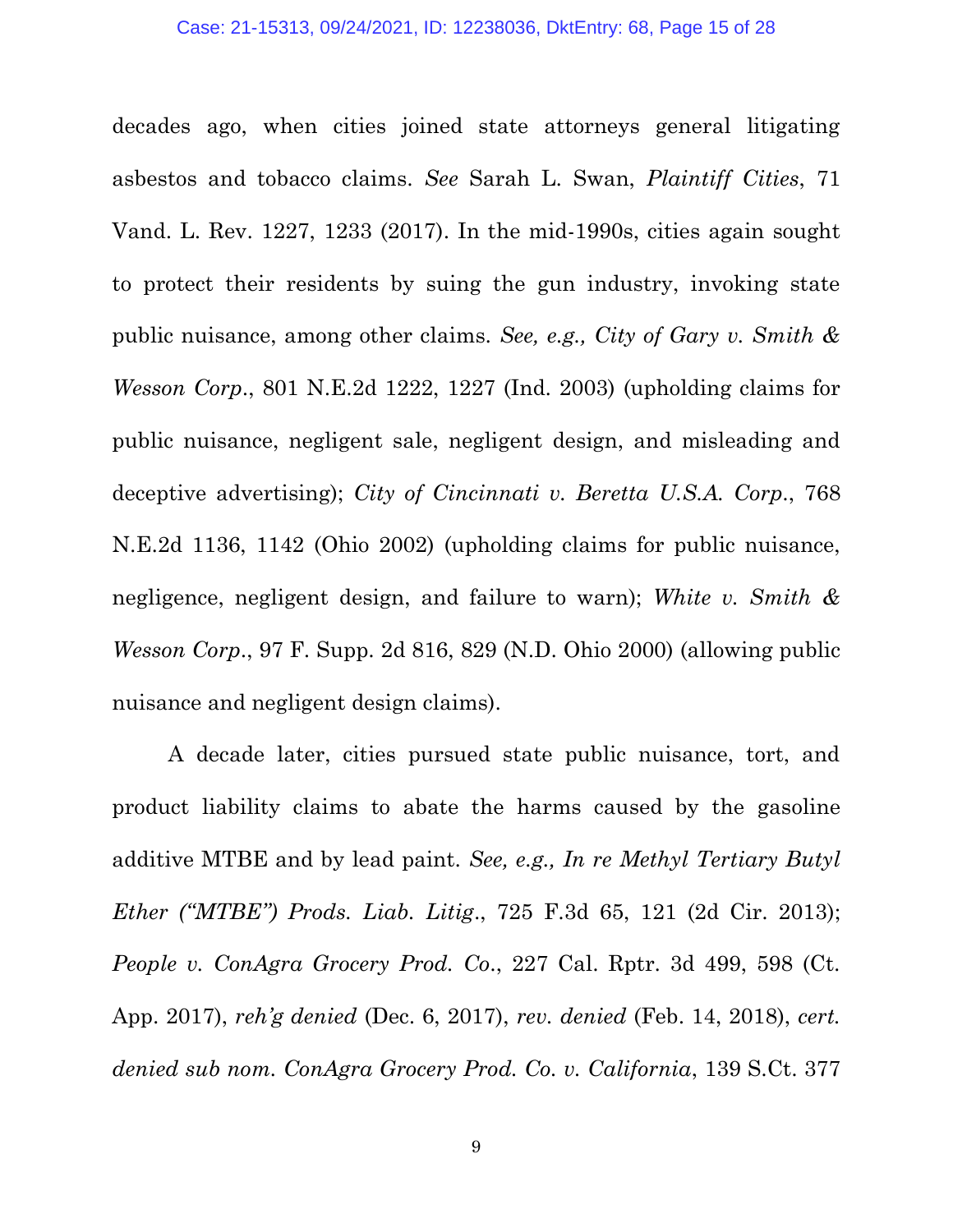decades ago, when cities joined state attorneys general litigating asbestos and tobacco claims. *See* Sarah L. Swan, *Plaintiff Cities*, 71 Vand. L. Rev. 1227, 1233 (2017). In the mid-1990s, cities again sought to protect their residents by suing the gun industry, invoking state public nuisance, among other claims. *See, e.g., City of Gary v. Smith & Wesson Corp.*, 801 N.E.2d 1222, 1227 (Ind. 2003) (upholding claims for public nuisance, negligent sale, negligent design, and misleading and deceptive advertising); *City of Cincinnati v. Beretta U.S.A. Corp.*, 768 N.E.2d 1136, 1142 (Ohio 2002) (upholding claims for public nuisance, negligence, negligent design, and failure to warn); *White v. Smith & Wesson Corp.*, 97 F. Supp. 2d 816, 829 (N.D. Ohio 2000) (allowing public nuisance and negligent design claims).

A decade later, cities pursued state public nuisance, tort, and product liability claims to abate the harms caused by the gasoline additive MTBE and by lead paint. *See, e.g., In re Methyl Tertiary Butyl Ether ("MTBE") Prods. Liab. Litig.*, 725 F.3d 65, 121 (2d Cir. 2013); *People v. ConAgra Grocery Prod. Co.*, 227 Cal. Rptr. 3d 499, 598 (Ct. App. 2017), *reh'g denied* (Dec. 6, 2017), *rev. denied* (Feb. 14, 2018), *cert. denied sub nom. ConAgra Grocery Prod. Co. v. California*, 139 S.Ct. 377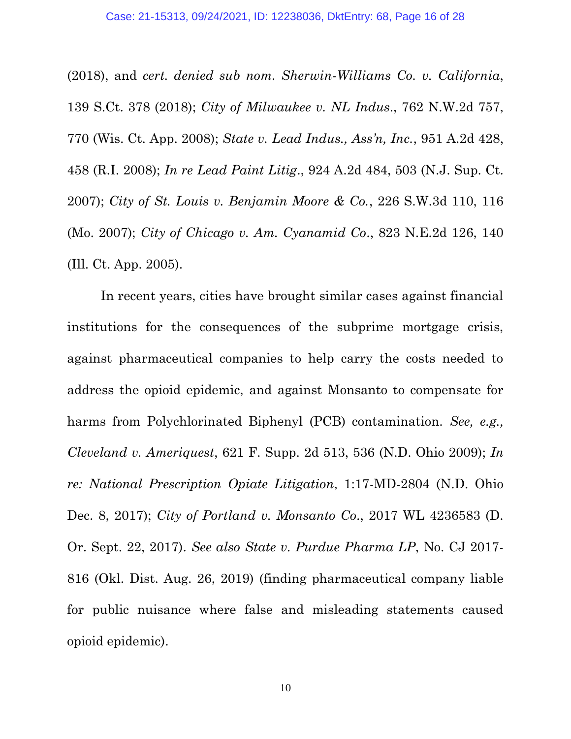(2018), and *cert. denied sub nom. Sherwin-Williams Co. v. California*, 139 S.Ct. 378 (2018); *City of Milwaukee v. NL Indus.*, 762 N.W.2d 757, 770 (Wis. Ct. App. 2008); *State v. Lead Indus., Ass'n, Inc.*, 951 A.2d 428, 458 (R.I. 2008); *In re Lead Paint Litig.*, 924 A.2d 484, 503 (N.J. Sup. Ct. 2007); *City of St. Louis v. Benjamin Moore & Co.*, 226 S.W.3d 110, 116 (Mo. 2007); *City of Chicago v. Am. Cyanamid Co.*, 823 N.E.2d 126, 140 (Ill. Ct. App. 2005).

In recent years, cities have brought similar cases against financial institutions for the consequences of the subprime mortgage crisis, against pharmaceutical companies to help carry the costs needed to address the opioid epidemic, and against Monsanto to compensate for harms from Polychlorinated Biphenyl (PCB) contamination. *See, e.g., Cleveland v. Ameriquest*, 621 F. Supp. 2d 513, 536 (N.D. Ohio 2009); *In re: National Prescription Opiate Litigation*, 1:17-MD-2804 (N.D. Ohio Dec. 8, 2017); *City of Portland v. Monsanto Co.*, 2017 WL 4236583 (D. Or. Sept. 22, 2017). *See also State v. Purdue Pharma LP*, No. CJ 2017-816 (Okl. Dist. Aug. 26, 2019) (finding pharmaceutical company liable for public nuisance where false and misleading statements caused opioid epidemic).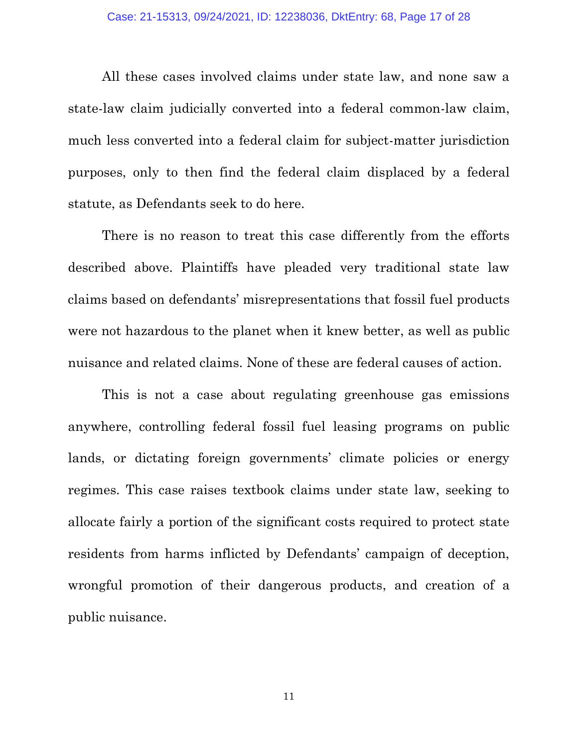All these cases involved claims under state law, and none saw a state-law claim judicially converted into a federal common-law claim, much less converted into a federal claim for subject-matter jurisdiction purposes, only to then find the federal claim displaced by a federal statute, as Defendants seek to do here.

There is no reason to treat this case differently from the efforts described above. Plaintiffs have pleaded very traditional state law claims based on defendants' misrepresentations that fossil fuel products were not hazardous to the planet when it knew better, as well as public nuisance and related claims. None of these are federal causes of action.

This is not a case about regulating greenhouse gas emissions anywhere, controlling federal fossil fuel leasing programs on public lands, or dictating foreign governments' climate policies or energy regimes. This case raises textbook claims under state law, seeking to allocate fairly a portion of the significant costs required to protect state residents from harms inflicted by Defendants' campaign of deception, wrongful promotion of their dangerous products, and creation of a public nuisance.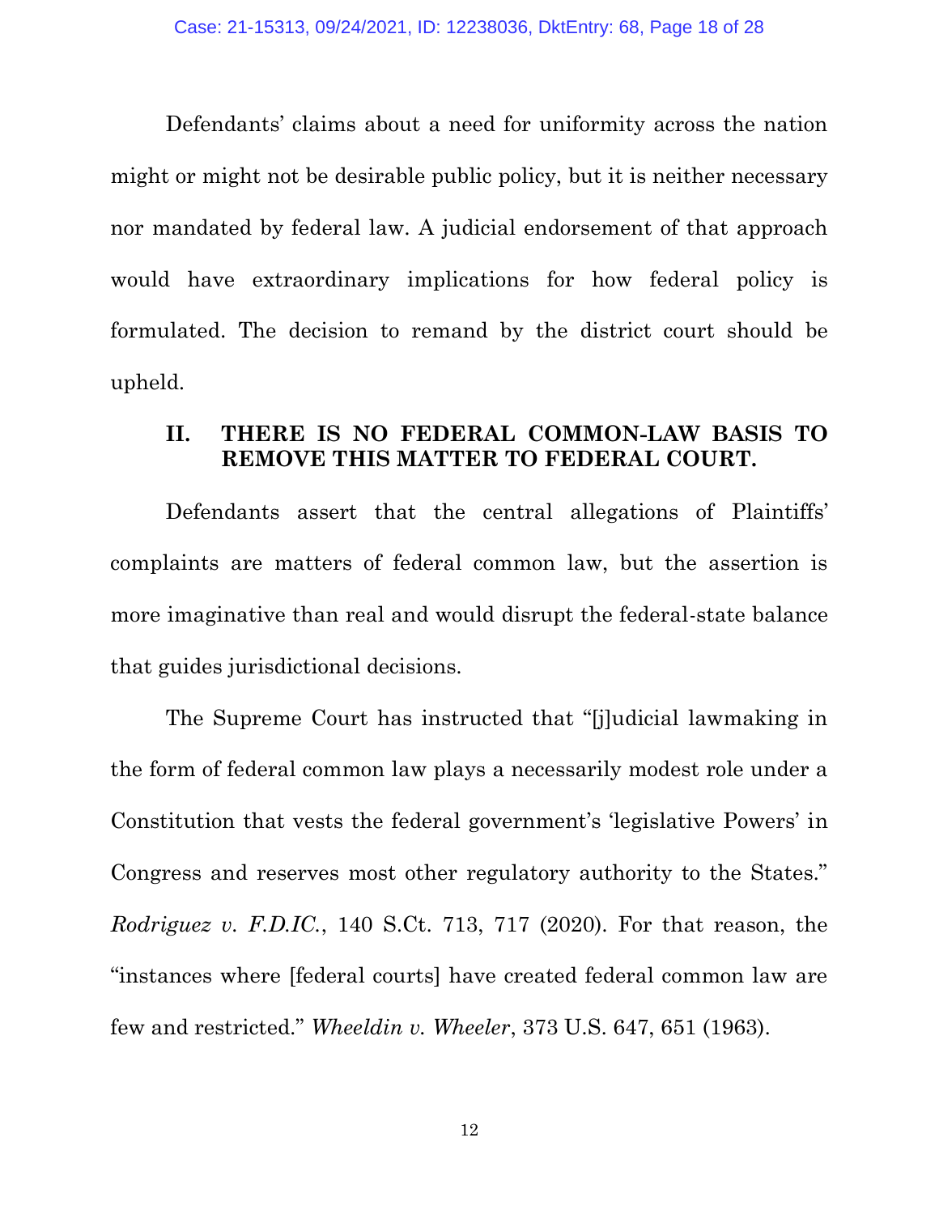Defendants' claims about a need for uniformity across the nation might or might not be desirable public policy, but it is neither necessary nor mandated by federal law. A judicial endorsement of that approach would have extraordinary implications for how federal policy is formulated. The decision to remand by the district court should be upheld.

## II. THERE IS NO FEDERAL COMMON-LAW BASIS TO REMOVE THIS MATTER TO FEDERAL COURT.

Defendants assert that the central allegations of Plaintiffs' complaints are matters of federal common law, but the assertion is more imaginative than real and would disrupt the federal-state balance that guides jurisdictional decisions.

The Supreme Court has instructed that "[j]udicial lawmaking in the form of federal common law plays a necessarily modest role under a Constitution that vests the federal government's 'legislative Powers' in Congress and reserves most other regulatory authority to the States." *Rodriguez v. F.D.IC.*, 140 S.Ct. 713, 717 (2020). For that reason, the "instances where [federal courts] have created federal common law are few and restricted." *Wheeldin v. Wheeler*, 373 U.S. 647, 651 (1963).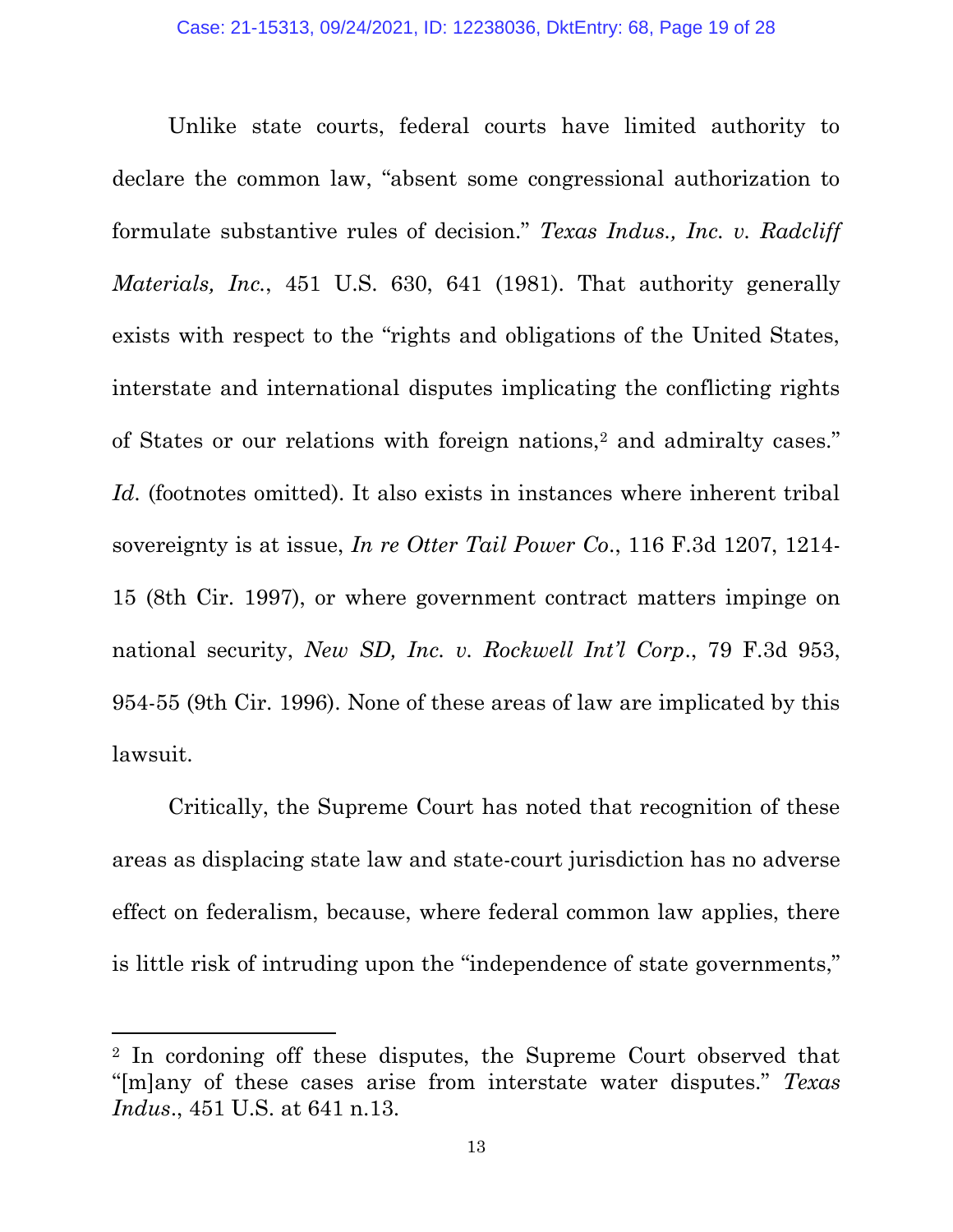Unlike state courts, federal courts have limited authority to declare the common law, "absent some congressional authorization to formulate substantive rules of decision." *Texas Indus., Inc. v. Radcliff Materials, Inc.*, 451 U.S. 630, 641 (1981). That authority generally exists with respect to the "rights and obligations of the United States, interstate and international disputes implicating the conflicting rights of States or our relations with foreign nations,[2] and admiralty cases." *Id.* (footnotes omitted). It also exists in instances where inherent tribal sovereignty is at issue, *In re Otter Tail Power Co.*, 116 F.3d 1207, 1214-15 (8th Cir. 1997), or where government contract matters impinge on national security, *New SD, Inc. v. Rockwell Int'l Corp.*, 79 F.3d 953, 954-55 (9th Cir. 1996). None of these areas of law are implicated by this lawsuit.

Critically, the Supreme Court has noted that recognition of these areas as displacing state law and state-court jurisdiction has no adverse effect on federalism, because, where federal common law applies, there is little risk of intruding upon the "independence of state governments,"

---

[2] In cordoning off these disputes, the Supreme Court observed that "[m]any of these cases arise from interstate water disputes." *Texas Indus.*, 451 U.S. at 641 n.13.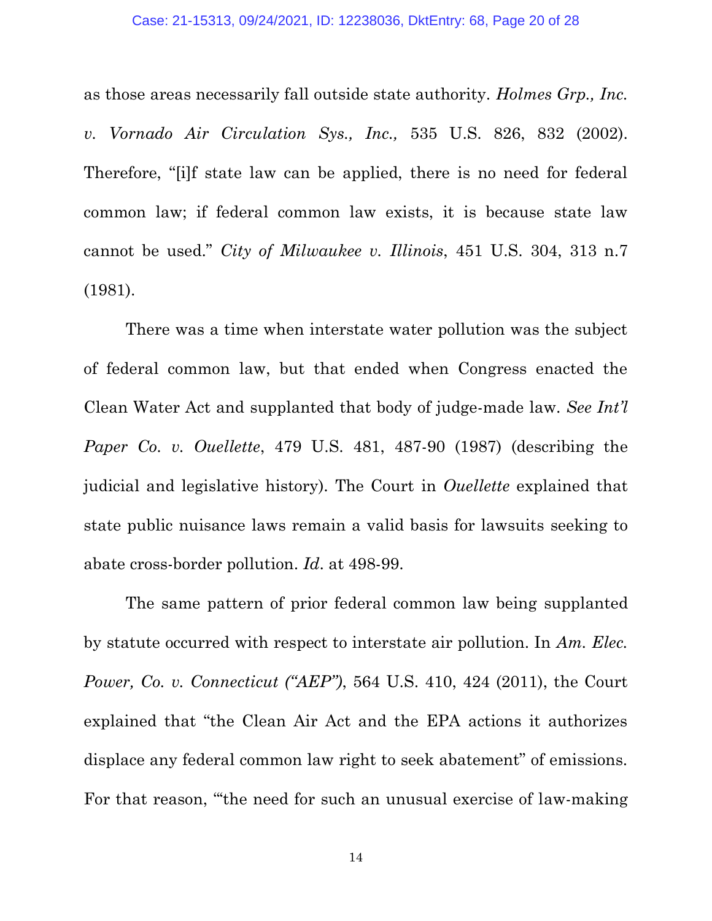as those areas necessarily fall outside state authority. *Holmes Grp., Inc. v. Vornado Air Circulation Sys., Inc.,* 535 U.S. 826, 832 (2002). Therefore, "[i]f state law can be applied, there is no need for federal common law; if federal common law exists, it is because state law cannot be used." *City of Milwaukee v. Illinois*, 451 U.S. 304, 313 n.7 (1981).

There was a time when interstate water pollution was the subject of federal common law, but that ended when Congress enacted the Clean Water Act and supplanted that body of judge-made law. *See Int'l Paper Co. v. Ouellette*, 479 U.S. 481, 487-90 (1987) (describing the judicial and legislative history). The Court in *Ouellette* explained that state public nuisance laws remain a valid basis for lawsuits seeking to abate cross-border pollution. *Id*. at 498-99.

The same pattern of prior federal common law being supplanted by statute occurred with respect to interstate air pollution. In *Am. Elec. Power, Co. v. Connecticut ("AEP")*, 564 U.S. 410, 424 (2011), the Court explained that "the Clean Air Act and the EPA actions it authorizes displace any federal common law right to seek abatement" of emissions. For that reason, "'the need for such an unusual exercise of law-making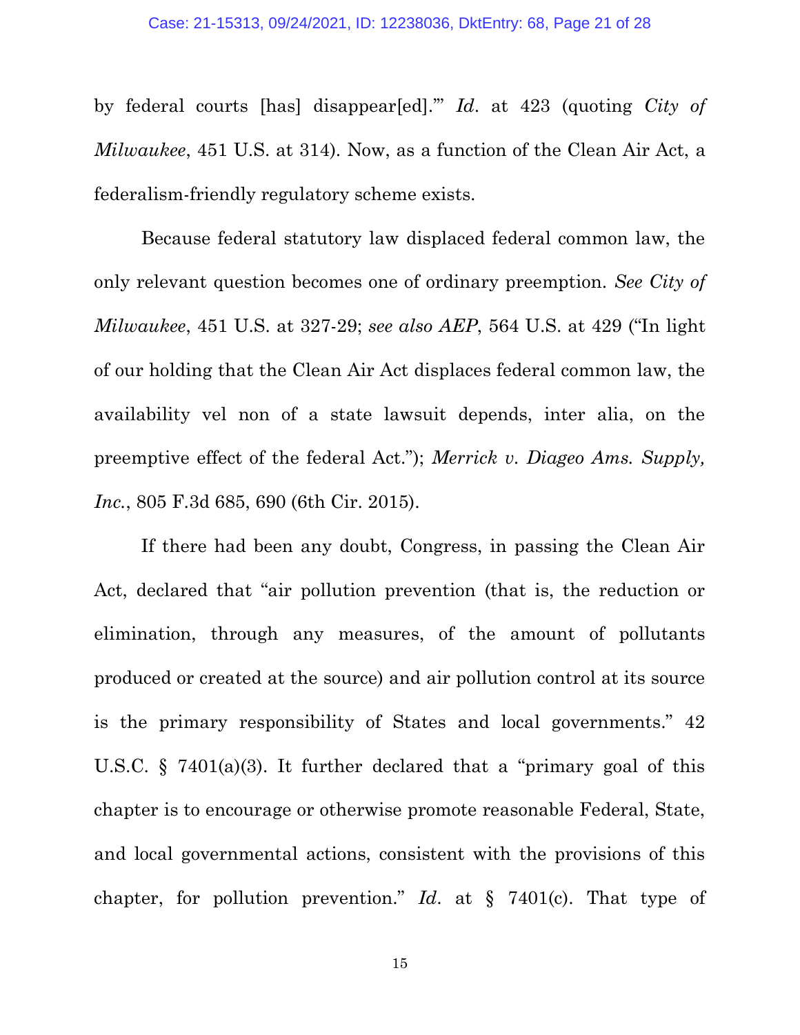by federal courts [has] disappear[ed].'" *Id*. at 423 (quoting *City of Milwaukee*, 451 U.S. at 314). Now, as a function of the Clean Air Act, a federalism-friendly regulatory scheme exists.

Because federal statutory law displaced federal common law, the only relevant question becomes one of ordinary preemption. *See City of Milwaukee*, 451 U.S. at 327-29; *see also AEP*, 564 U.S. at 429 ("In light of our holding that the Clean Air Act displaces federal common law, the availability vel non of a state lawsuit depends, inter alia, on the preemptive effect of the federal Act."); *Merrick v. Diageo Ams. Supply, Inc.*, 805 F.3d 685, 690 (6th Cir. 2015).

If there had been any doubt, Congress, in passing the Clean Air Act, declared that "air pollution prevention (that is, the reduction or elimination, through any measures, of the amount of pollutants produced or created at the source) and air pollution control at its source is the primary responsibility of States and local governments." 42 U.S.C. § 7401(a)(3). It further declared that a "primary goal of this chapter is to encourage or otherwise promote reasonable Federal, State, and local governmental actions, consistent with the provisions of this chapter, for pollution prevention." *Id*. at § 7401(c). That type of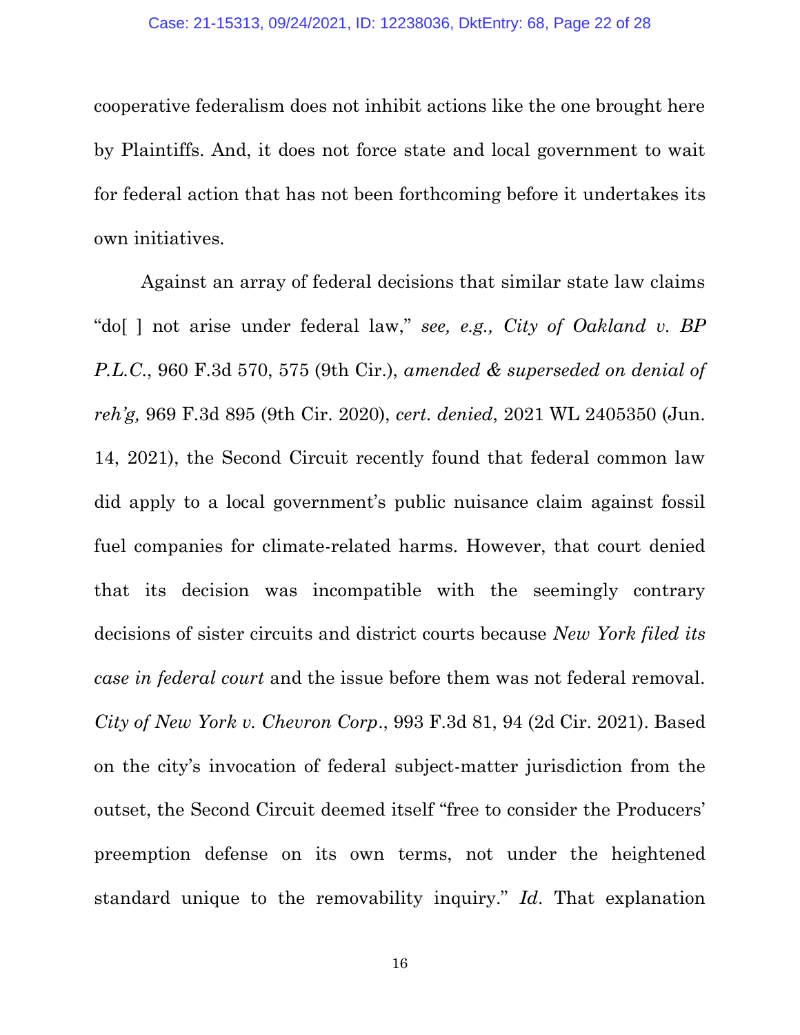cooperative federalism does not inhibit actions like the one brought here by Plaintiffs. And, it does not force state and local government to wait for federal action that has not been forthcoming before it undertakes its own initiatives.

Against an array of federal decisions that similar state law claims "do[ ] not arise under federal law," *see, e.g., City of Oakland v. BP P.L.C.*, 960 F.3d 570, 575 (9th Cir.), *amended & superseded on denial of reh'g,* 969 F.3d 895 (9th Cir. 2020), *cert. denied*, 2021 WL 2405350 (Jun. 14, 2021), the Second Circuit recently found that federal common law did apply to a local government's public nuisance claim against fossil fuel companies for climate-related harms. However, that court denied that its decision was incompatible with the seemingly contrary decisions of sister circuits and district courts because *New York filed its case in federal court* and the issue before them was not federal removal. *City of New York v. Chevron Corp.*, 993 F.3d 81, 94 (2d Cir. 2021). Based on the city's invocation of federal subject-matter jurisdiction from the outset, the Second Circuit deemed itself "free to consider the Producers' preemption defense on its own terms, not under the heightened standard unique to the removability inquiry." *Id*. That explanation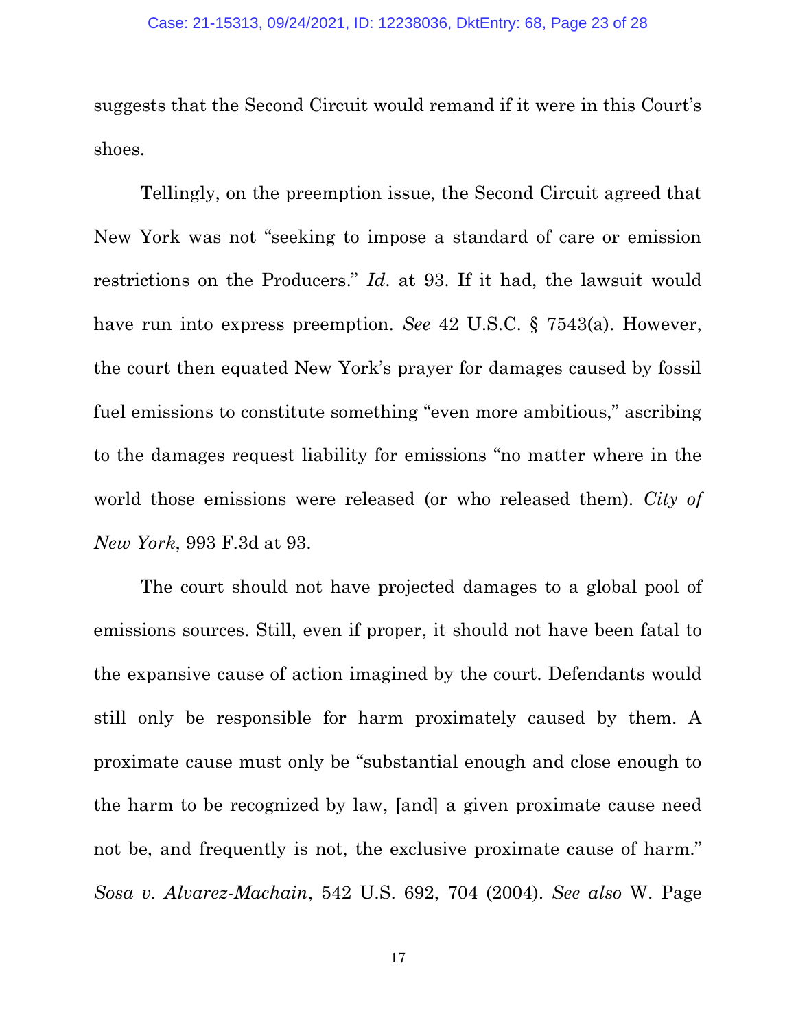suggests that the Second Circuit would remand if it were in this Court's shoes.

Tellingly, on the preemption issue, the Second Circuit agreed that New York was not "seeking to impose a standard of care or emission restrictions on the Producers." *Id.* at 93. If it had, the lawsuit would have run into express preemption. *See* 42 U.S.C. § 7543(a). However, the court then equated New York's prayer for damages caused by fossil fuel emissions to constitute something "even more ambitious," ascribing to the damages request liability for emissions "no matter where in the world those emissions were released (or who released them). *City of New York*, 993 F.3d at 93.

The court should not have projected damages to a global pool of emissions sources. Still, even if proper, it should not have been fatal to the expansive cause of action imagined by the court. Defendants would still only be responsible for harm proximately caused by them. A proximate cause must only be "substantial enough and close enough to the harm to be recognized by law, [and] a given proximate cause need not be, and frequently is not, the exclusive proximate cause of harm." *Sosa v. Alvarez-Machain*, 542 U.S. 692, 704 (2004). *See also* W. Page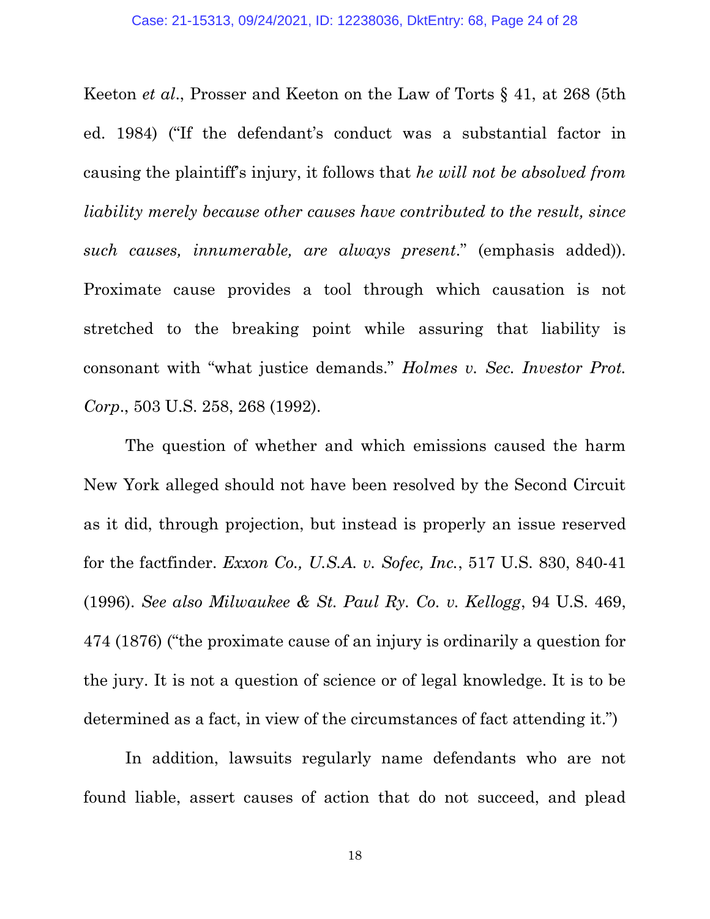Keeton *et al*., Prosser and Keeton on the Law of Torts § 41, at 268 (5th ed. 1984) ("If the defendant's conduct was a substantial factor in causing the plaintiff's injury, it follows that *he will not be absolved from liability merely because other causes have contributed to the result, since such causes, innumerable, are always present*." (emphasis added)). Proximate cause provides a tool through which causation is not stretched to the breaking point while assuring that liability is consonant with "what justice demands." *Holmes v. Sec. Investor Prot. Corp*., 503 U.S. 258, 268 (1992).

The question of whether and which emissions caused the harm New York alleged should not have been resolved by the Second Circuit as it did, through projection, but instead is properly an issue reserved for the factfinder. *Exxon Co., U.S.A. v. Sofec, Inc.*, 517 U.S. 830, 840-41 (1996). *See also Milwaukee & St. Paul Ry. Co. v. Kellogg*, 94 U.S. 469, 474 (1876) ("the proximate cause of an injury is ordinarily a question for the jury. It is not a question of science or of legal knowledge. It is to be determined as a fact, in view of the circumstances of fact attending it.")

In addition, lawsuits regularly name defendants who are not found liable, assert causes of action that do not succeed, and plead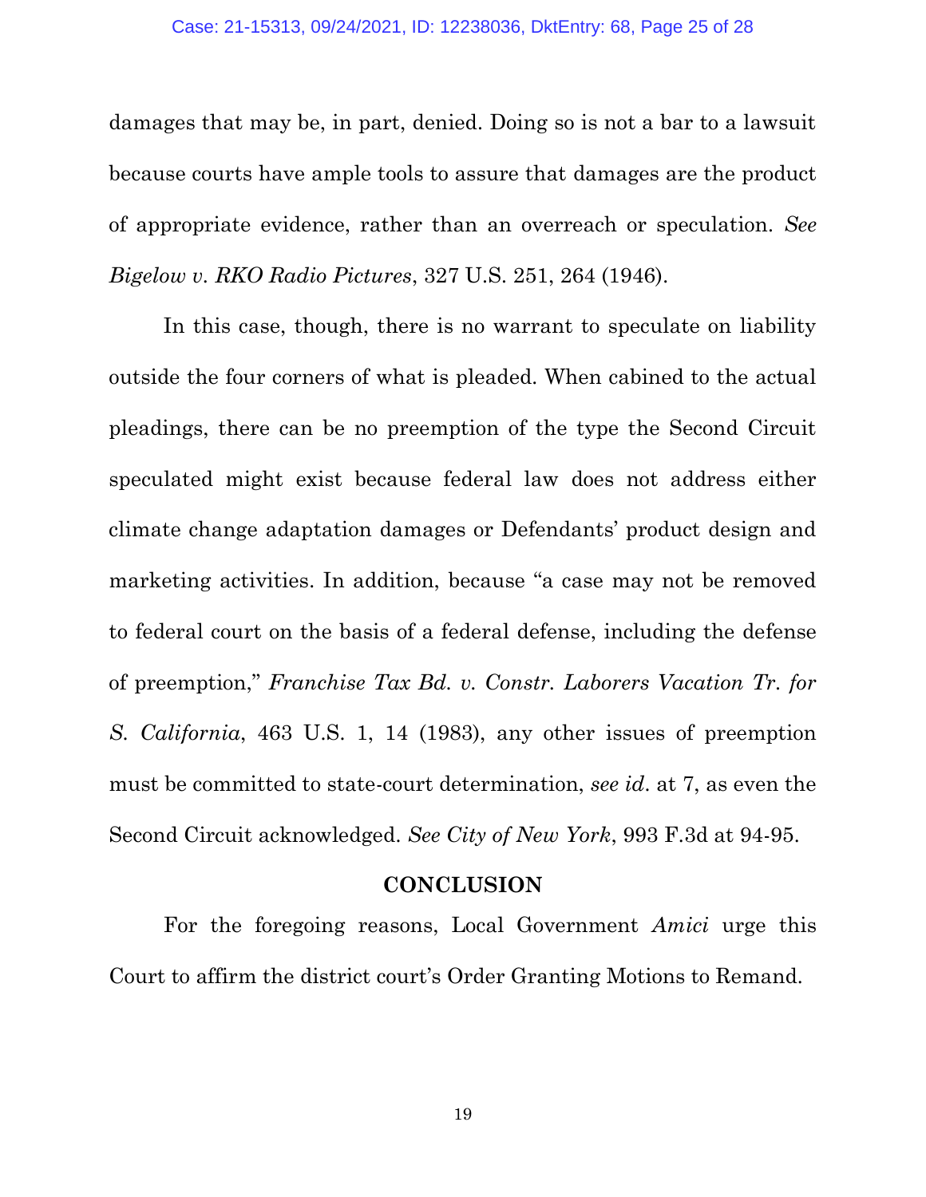damages that may be, in part, denied. Doing so is not a bar to a lawsuit because courts have ample tools to assure that damages are the product of appropriate evidence, rather than an overreach or speculation. *See Bigelow v. RKO Radio Pictures*, 327 U.S. 251, 264 (1946).

In this case, though, there is no warrant to speculate on liability outside the four corners of what is pleaded. When cabined to the actual pleadings, there can be no preemption of the type the Second Circuit speculated might exist because federal law does not address either climate change adaptation damages or Defendants' product design and marketing activities. In addition, because "a case may not be removed to federal court on the basis of a federal defense, including the defense of preemption," *Franchise Tax Bd. v. Constr. Laborers Vacation Tr. for S. California*, 463 U.S. 1, 14 (1983), any other issues of preemption must be committed to state-court determination, *see id*. at 7, as even the Second Circuit acknowledged. *See City of New York*, 993 F.3d at 94-95.

## CONCLUSION

For the foregoing reasons, Local Government *Amici* urge this Court to affirm the district court's Order Granting Motions to Remand.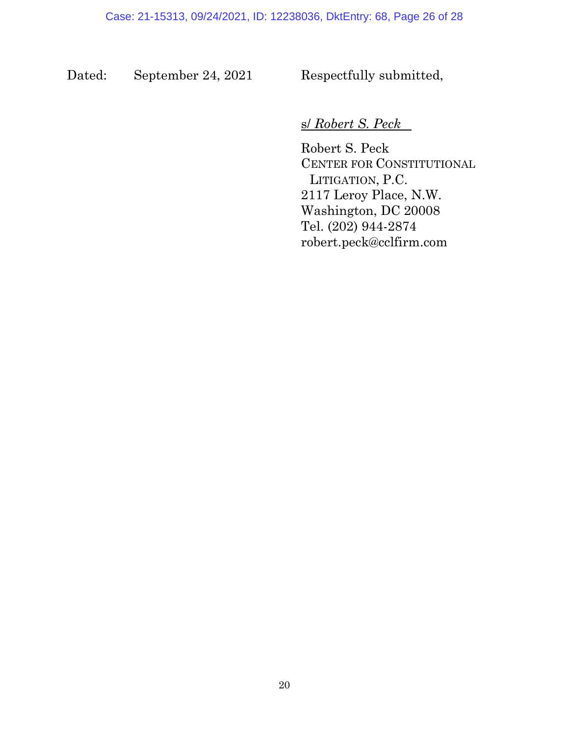Dated: September 24, 2021 Respectfully submitted,

s/ *Robert S. Peck*

Robert S. Peck
CENTER FOR CONSTITUTIONAL LITIGATION, P.C.
2117 Leroy Place, N.W.
Washington, DC 20008
Tel. (202) 944-2874
robert.peck@cclfirm.com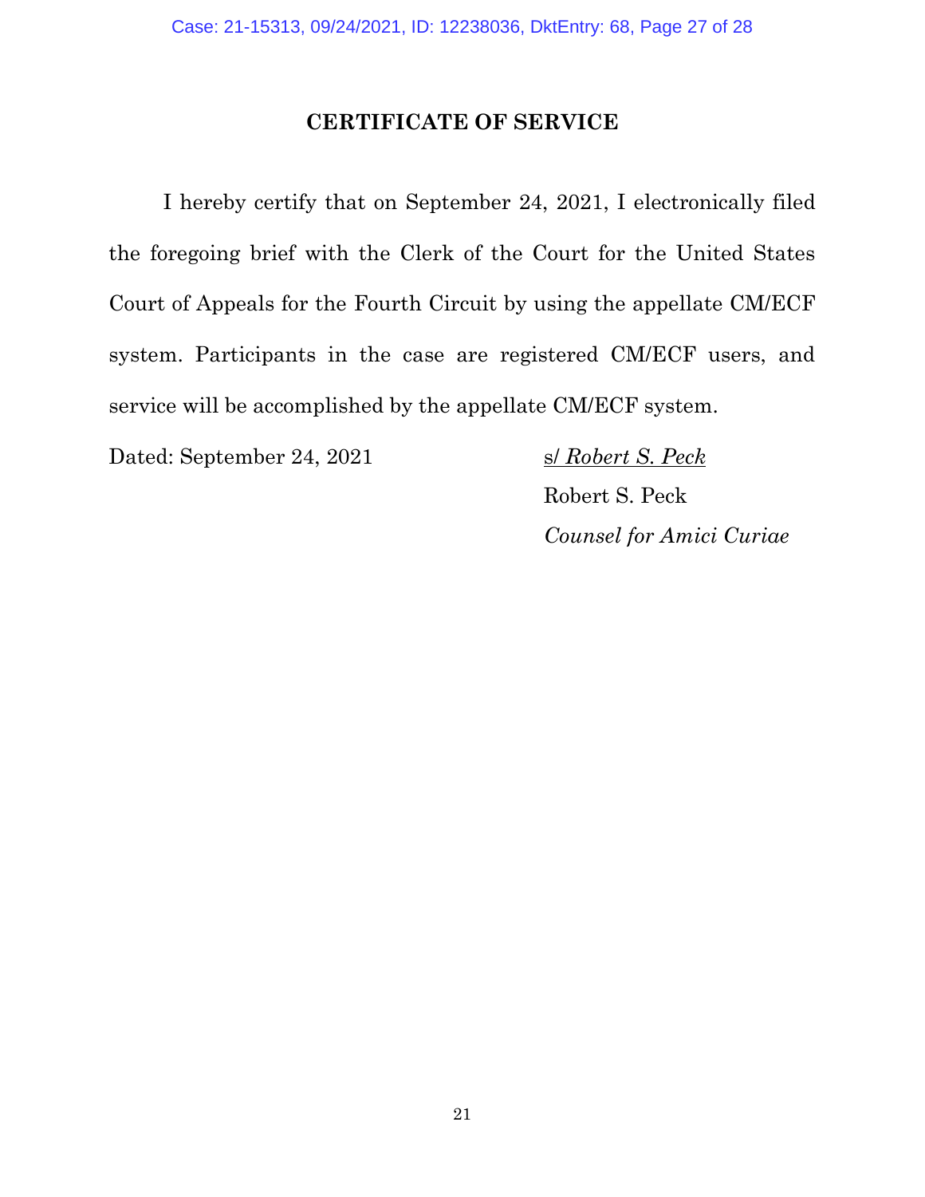## CERTIFICATE OF SERVICE

I hereby certify that on September 24, 2021, I electronically filed the foregoing brief with the Clerk of the Court for the United States Court of Appeals for the Fourth Circuit by using the appellate CM/ECF system. Participants in the case are registered CM/ECF users, and service will be accomplished by the appellate CM/ECF system.

Dated: September 24, 2021

s/ *Robert S. Peck*
Robert S. Peck
*Counsel for Amici Curiae*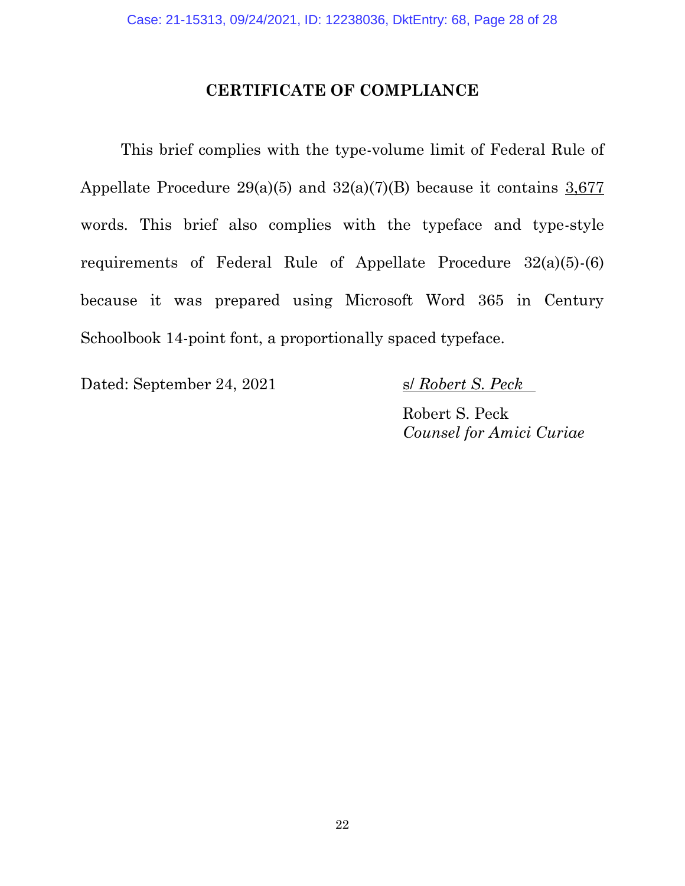## CERTIFICATE OF COMPLIANCE

This brief complies with the type-volume limit of Federal Rule of Appellate Procedure 29(a)(5) and 32(a)(7)(B) because it contains 3,677 words. This brief also complies with the typeface and type-style requirements of Federal Rule of Appellate Procedure 32(a)(5)-(6) because it was prepared using Microsoft Word 365 in Century Schoolbook 14-point font, a proportionally spaced typeface.

Dated: September 24, 2021

s/ *Robert S. Peck*

Robert S. Peck
*Counsel for Amici Curiae*